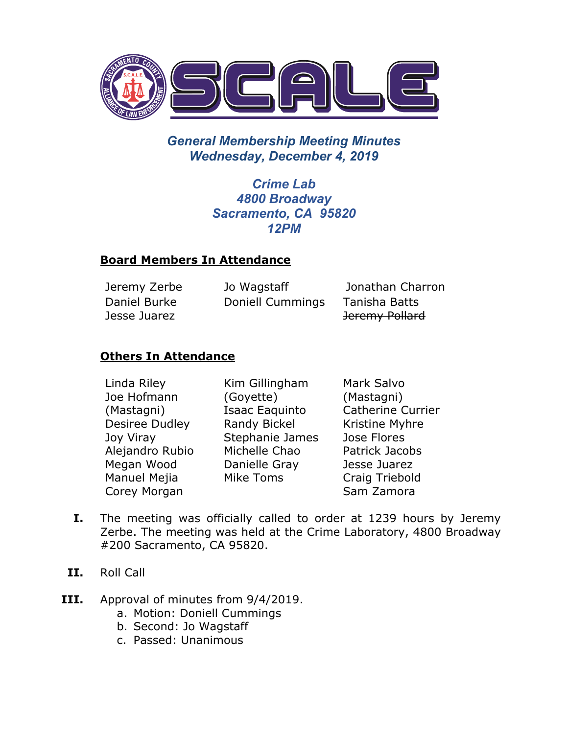# SCALE

## *General Membership Meeting Minutes*
## *Wednesday, December 4, 2019*

### *Crime Lab*
### *4800 Broadway*
### *Sacramento, CA 95820*
### *12PM*

**Board Members In Attendance**

| | | |
|---|---|---|
| Jeremy Zerbe | Jo Wagstaff | Jonathan Charron |
| Daniel Burke | Doniell Cummings | Tanisha Batts |
| Jesse Juarez | | ~~Jeremy Pollard~~ |

**Others In Attendance**

| | | |
|---|---|---|
| Linda Riley | Kim Gillingham (Goyette) | Mark Salvo (Mastagni) |
| Joe Hofmann (Mastagni) | Isaac Eaquinto | Catherine Currier |
| Desiree Dudley | Randy Bickel | Kristine Myhre |
| Joy Viray | Stephanie James | Jose Flores |
| Alejandro Rubio | Michelle Chao | Patrick Jacobs |
| Megan Wood | Danielle Gray | Jesse Juarez |
| Manuel Mejia | Mike Toms | Craig Triebold |
| Corey Morgan | | Sam Zamora |

I. The meeting was officially called to order at 1239 hours by Jeremy Zerbe. The meeting was held at the Crime Laboratory, 4800 Broadway #200 Sacramento, CA 95820.

II. Roll Call

III. Approval of minutes from 9/4/2019.
   a. Motion: Doniell Cummings
   b. Second: Jo Wagstaff
   c. Passed: Unanimous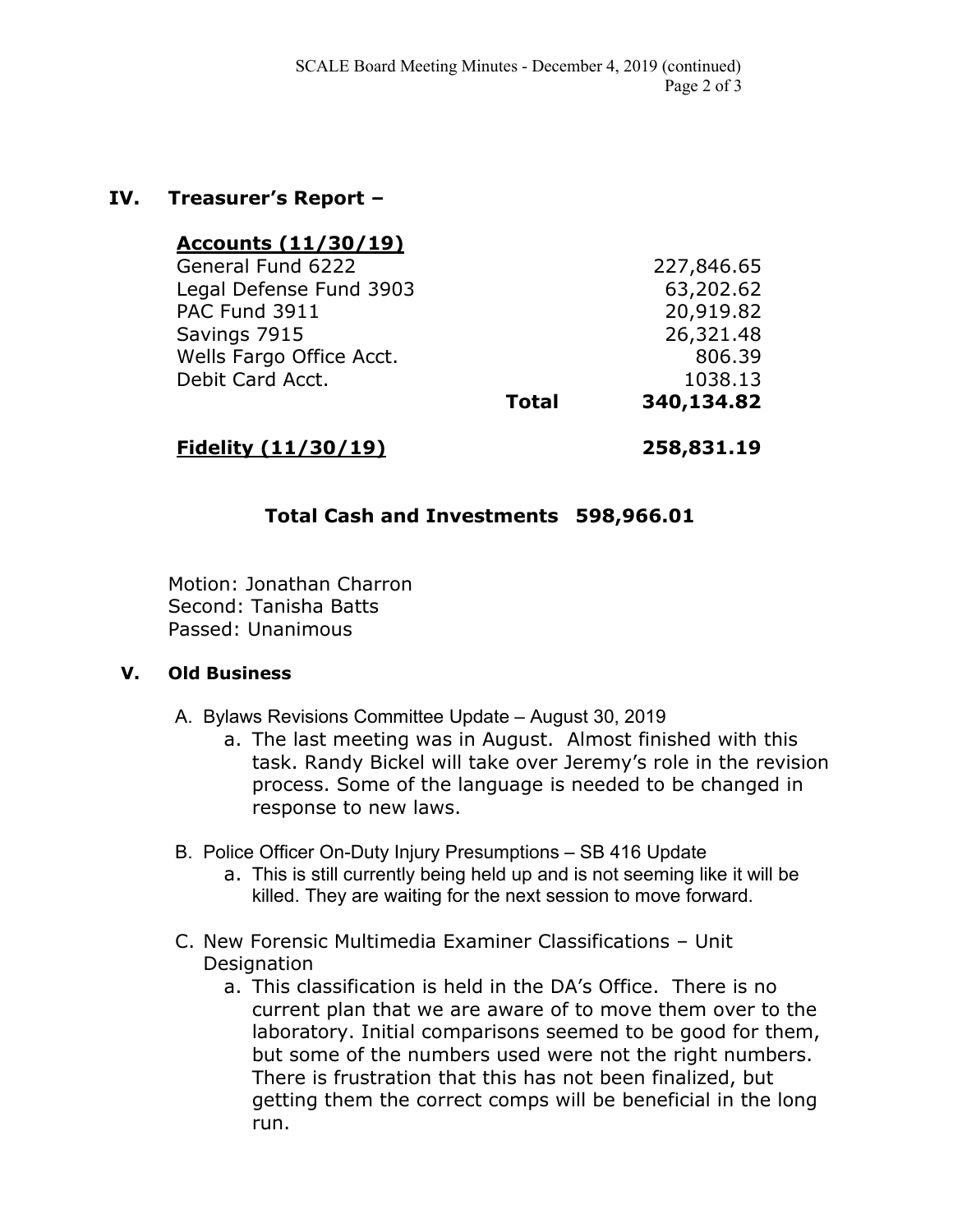## IV. Treasurer's Report –

| **Accounts (11/30/19)** | | |
|---|---|---|
| General Fund 6222 | | 227,846.65 |
| Legal Defense Fund 3903 | | 63,202.62 |
| PAC Fund 3911 | | 20,919.82 |
| Savings 7915 | | 26,321.48 |
| Wells Fargo Office Acct. | | 806.39 |
| Debit Card Acct. | | 1038.13 |
| | **Total** | **340,134.82** |
| **Fidelity (11/30/19)** | | **258,831.19** |

**Total Cash and Investments 598,966.01**

Motion: Jonathan Charron
Second: Tanisha Batts
Passed: Unanimous

## V. Old Business

A. Bylaws Revisions Committee Update – August 30, 2019
   a. The last meeting was in August. Almost finished with this task. Randy Bickel will take over Jeremy's role in the revision process. Some of the language is needed to be changed in response to new laws.

B. Police Officer On-Duty Injury Presumptions – SB 416 Update
   a. This is still currently being held up and is not seeming like it will be killed. They are waiting for the next session to move forward.

C. New Forensic Multimedia Examiner Classifications – Unit Designation
   a. This classification is held in the DA's Office. There is no current plan that we are aware of to move them over to the laboratory. Initial comparisons seemed to be good for them, but some of the numbers used were not the right numbers. There is frustration that this has not been finalized, but getting them the correct comps will be beneficial in the long run.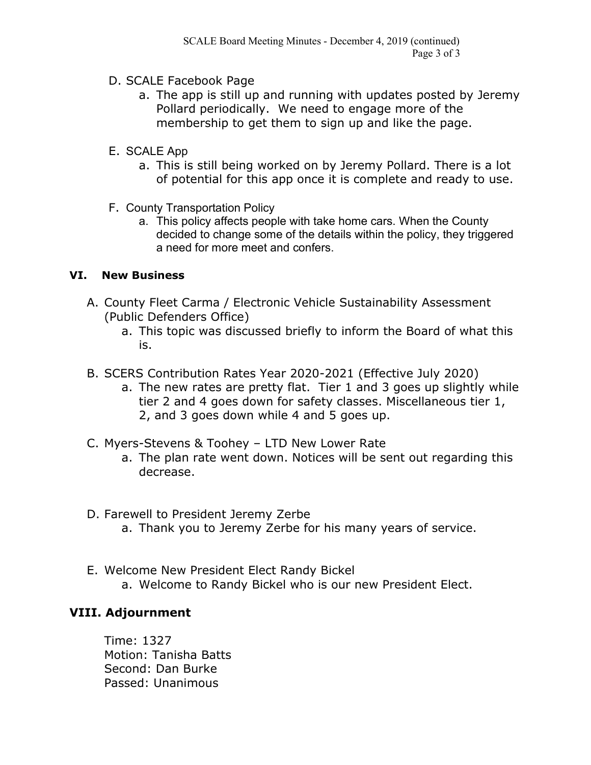D. SCALE Facebook Page
   a. The app is still up and running with updates posted by Jeremy Pollard periodically. We need to engage more of the membership to get them to sign up and like the page.

E. SCALE App
   a. This is still being worked on by Jeremy Pollard. There is a lot of potential for this app once it is complete and ready to use.

F. County Transportation Policy
   a. This policy affects people with take home cars. When the County decided to change some of the details within the policy, they triggered a need for more meet and confers.

## VI. New Business

A. County Fleet Carma / Electronic Vehicle Sustainability Assessment (Public Defenders Office)
   a. This topic was discussed briefly to inform the Board of what this is.

B. SCERS Contribution Rates Year 2020-2021 (Effective July 2020)
   a. The new rates are pretty flat. Tier 1 and 3 goes up slightly while tier 2 and 4 goes down for safety classes. Miscellaneous tier 1, 2, and 3 goes down while 4 and 5 goes up.

C. Myers-Stevens & Toohey – LTD New Lower Rate
   a. The plan rate went down. Notices will be sent out regarding this decrease.

D. Farewell to President Jeremy Zerbe
   a. Thank you to Jeremy Zerbe for his many years of service.

E. Welcome New President Elect Randy Bickel
   a. Welcome to Randy Bickel who is our new President Elect.

## VIII. Adjournment

Time: 1327
Motion: Tanisha Batts
Second: Dan Burke
Passed: Unanimous